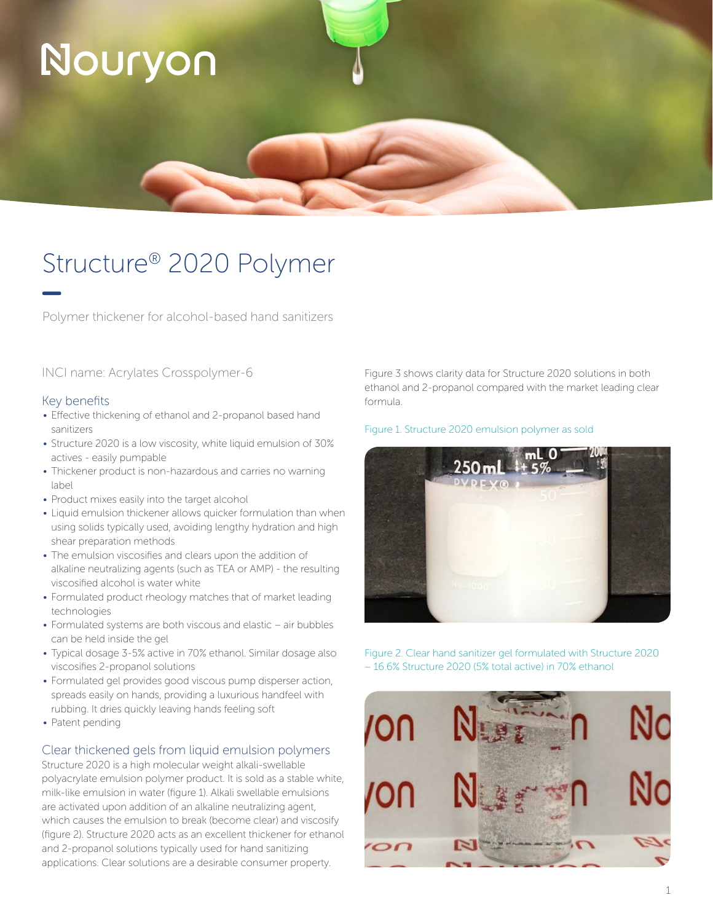Nouryon

# Structure® 2020 Polymer

Polymer thickener for alcohol-based hand sanitizers

INCI name: Acrylates Crosspolymer-6

## Key benefits

- Effective thickening of ethanol and 2-propanol based hand sanitizers
- Structure 2020 is a low viscosity, white liquid emulsion of 30% actives - easily pumpable
- Thickener product is non-hazardous and carries no warning label
- Product mixes easily into the target alcohol
- Liquid emulsion thickener allows quicker formulation than when using solids typically used, avoiding lengthy hydration and high shear preparation methods
- The emulsion viscosifies and clears upon the addition of alkaline neutralizing agents (such as TEA or AMP) - the resulting viscosified alcohol is water white
- Formulated product rheology matches that of market leading technologies
- Formulated systems are both viscous and elastic – air bubbles can be held inside the gel
- Typical dosage 3-5% active in 70% ethanol. Similar dosage also viscosifies 2-propanol solutions
- Formulated gel provides good viscous pump disperser action, spreads easily on hands, providing a luxurious handfeel with rubbing. It dries quickly leaving hands feeling soft
- Patent pending

## Clear thickened gels from liquid emulsion polymers

Structure 2020 is a high molecular weight alkali-swellable polyacrylate emulsion polymer product. It is sold as a stable white, milk-like emulsion in water (figure 1). Alkali swellable emulsions are activated upon addition of an alkaline neutralizing agent, which causes the emulsion to break (become clear) and viscosify (figure 2). Structure 2020 acts as an excellent thickener for ethanol and 2-propanol solutions typically used for hand sanitizing applications. Clear solutions are a desirable consumer property.

Figure 3 shows clarity data for Structure 2020 solutions in both ethanol and 2-propanol compared with the market leading clear formula.

Figure 1. Structure 2020 emulsion polymer as sold

Figure 2. Clear hand sanitizer gel formulated with Structure 2020 – 16.6% Structure 2020 (5% total active) in 70% ethanol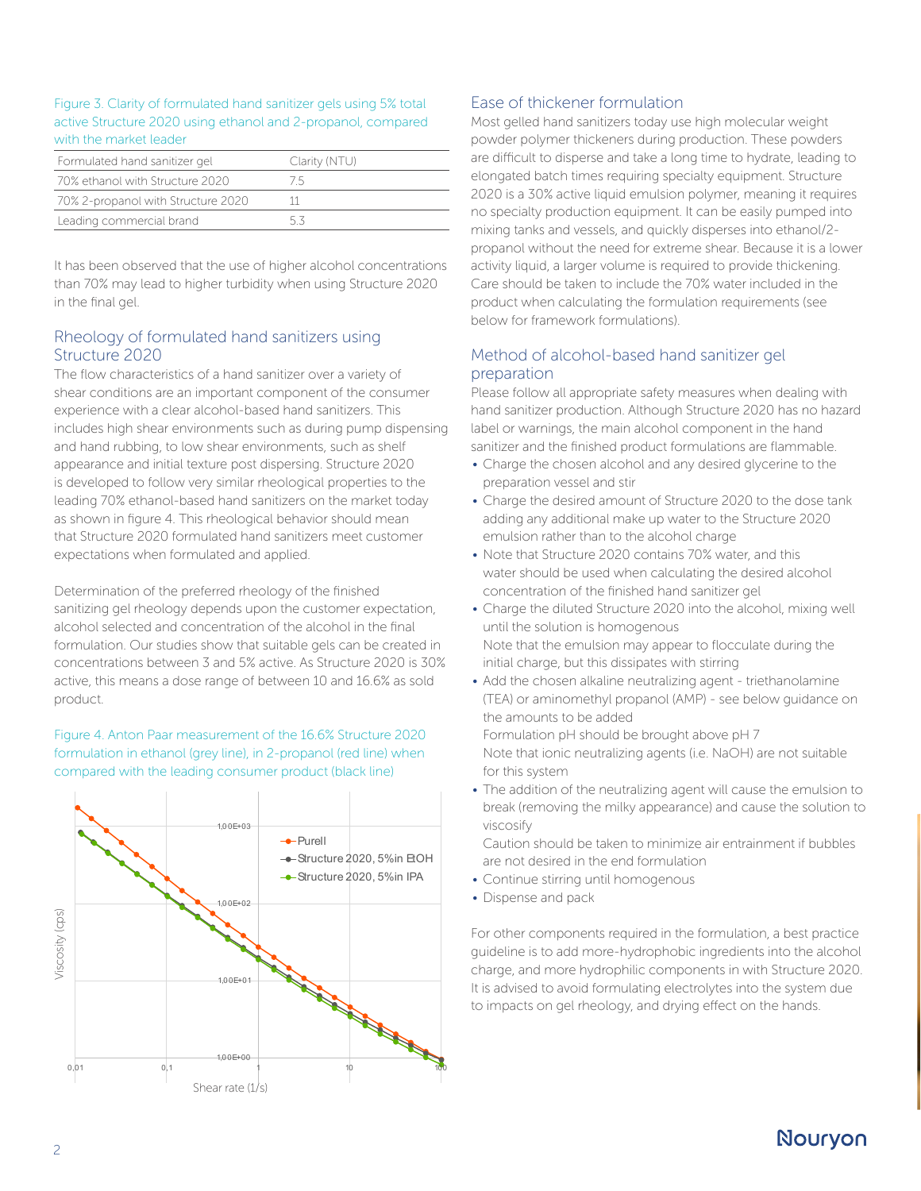Figure 3. Clarity of formulated hand sanitizer gels using 5% total active Structure 2020 using ethanol and 2-propanol, compared with the market leader

| Formulated hand sanitizer gel | Clarity (NTU) |
|---|---|
| 70% ethanol with Structure 2020 | 7.5 |
| 70% 2-propanol with Structure 2020 | 11 |
| Leading commercial brand | 5.3 |

It has been observed that the use of higher alcohol concentrations than 70% may lead to higher turbidity when using Structure 2020 in the final gel.

## Rheology of formulated hand sanitizers using Structure 2020

The flow characteristics of a hand sanitizer over a variety of shear conditions are an important component of the consumer experience with a clear alcohol-based hand sanitizers. This includes high shear environments such as during pump dispensing and hand rubbing, to low shear environments, such as shelf appearance and initial texture post dispersing. Structure 2020 is developed to follow very similar rheological properties to the leading 70% ethanol-based hand sanitizers on the market today as shown in figure 4. This rheological behavior should mean that Structure 2020 formulated hand sanitizers meet customer expectations when formulated and applied.

Determination of the preferred rheology of the finished sanitizing gel rheology depends upon the customer expectation, alcohol selected and concentration of the alcohol in the final formulation. Our studies show that suitable gels can be created in concentrations between 3 and 5% active. As Structure 2020 is 30% active, this means a dose range of between 10 and 16.6% as sold product.

Figure 4. Anton Paar measurement of the 16.6% Structure 2020 formulation in ethanol (grey line), in 2-propanol (red line) when compared with the leading consumer product (black line)

## Ease of thickener formulation

Most gelled hand sanitizers today use high molecular weight powder polymer thickeners during production. These powders are difficult to disperse and take a long time to hydrate, leading to elongated batch times requiring specialty equipment. Structure 2020 is a 30% active liquid emulsion polymer, meaning it requires no specialty production equipment. It can be easily pumped into mixing tanks and vessels, and quickly disperses into ethanol/2-propanol without the need for extreme shear. Because it is a lower activity liquid, a larger volume is required to provide thickening. Care should be taken to include the 70% water included in the product when calculating the formulation requirements (see below for framework formulations).

## Method of alcohol-based hand sanitizer gel preparation

Please follow all appropriate safety measures when dealing with hand sanitizer production. Although Structure 2020 has no hazard label or warnings, the main alcohol component in the hand sanitizer and the finished product formulations are flammable.

- Charge the chosen alcohol and any desired glycerine to the preparation vessel and stir
- Charge the desired amount of Structure 2020 to the dose tank adding any additional make up water to the Structure 2020 emulsion rather than to the alcohol charge
- Note that Structure 2020 contains 70% water, and this water should be used when calculating the desired alcohol concentration of the finished hand sanitizer gel
- Charge the diluted Structure 2020 into the alcohol, mixing well until the solution is homogenous
  Note that the emulsion may appear to flocculate during the initial charge, but this dissipates with stirring
- Add the chosen alkaline neutralizing agent - triethanolamine (TEA) or aminomethyl propanol (AMP) - see below guidance on the amounts to be added
  Formulation pH should be brought above pH 7
  Note that ionic neutralizing agents (i.e. NaOH) are not suitable for this system
- The addition of the neutralizing agent will cause the emulsion to break (removing the milky appearance) and cause the solution to viscosify
  Caution should be taken to minimize air entrainment if bubbles are not desired in the end formulation
- Continue stirring until homogenous
- Dispense and pack

For other components required in the formulation, a best practice guideline is to add more-hydrophobic ingredients into the alcohol charge, and more hydrophilic components in with Structure 2020. It is advised to avoid formulating electrolytes into the system due to impacts on gel rheology, and drying effect on the hands.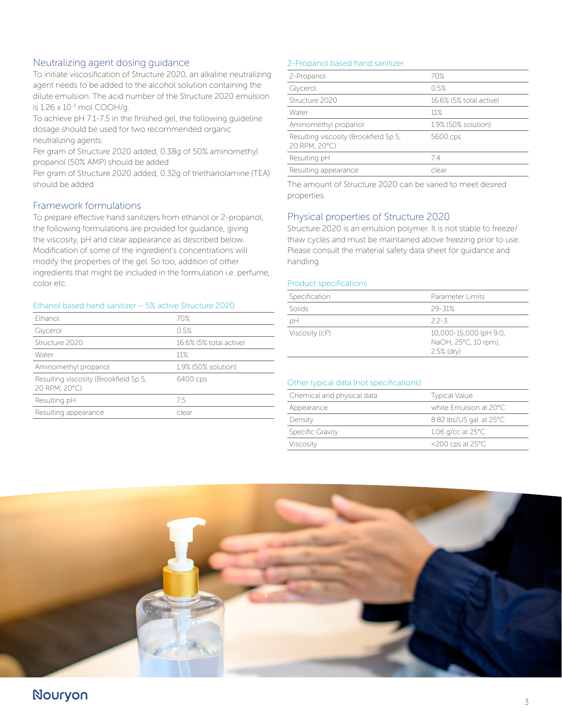## Neutralizing agent dosing guidance

To initiate viscosification of Structure 2020, an alkaline neutralizing agent needs to be added to the alcohol solution containing the dilute emulsion. The acid number of the Structure 2020 emulsion is 1.26 x $10^{-3}$ mol COOH/g.

To achieve pH 7.1-7.5 in the finished gel, the following guideline dosage should be used for two recommended organic neutralizing agents:

Per gram of Structure 2020 added, 0.38g of 50% aminomethyl propanol (50% AMP) should be added

Per gram of Structure 2020 added, 0.32g of triethanolamine (TEA) should be added

## Framework formulations

To prepare effective hand sanitizers from ethanol or 2-propanol, the following formulations are provided for guidance, giving the viscosity, pH and clear appearance as described below. Modification of some of the ingredient's concentrations will modify the properties of the gel. So too, addition of other ingredients that might be included in the formulation i.e. perfume, color etc.

### Ethanol based hand sanitizer – 5% active Structure 2020

| | |
|---|---|
| Ethanol | 70% |
| Glycerol | 0.5% |
| Structure 2020 | 16.6% (5% total active) |
| Water | 11% |
| Aminomethyl propanol | 1.9% (50% solution) |
| Resulting viscosity (Brookfield Sp 5, 20 RPM, 20°C) | 6400 cps |
| Resulting pH | 7.5 |
| Resulting appearance | clear |

### 2-Propanol based hand sanitizer

| | |
|---|---|
| 2-Propanol | 70% |
| Glycerol | 0.5% |
| Structure 2020 | 16.6% (5% total active) |
| Water | 11% |
| Aminomethyl propanol | 1.9% (50% solution) |
| Resulting viscosity (Brookfield Sp 5, 20 RPM, 20°C) | 5600 cps |
| Resulting pH | 7.4 |
| Resulting appearance | clear |

The amount of Structure 2020 can be varied to meet desired properties.

## Physical properties of Structure 2020

Structure 2020 is an emulsion polymer. It is not stable to freeze/thaw cycles and must be maintained above freezing prior to use. Please consult the material safety data sheet for guidance and handling.

### Product specifications

| Specification | Parameter Limits |
|---|---|
| Solids | 29-31% |
| pH | 2.2-3 |
| Viscosity (cP) | 10,000-15,000 (pH 9.0, NaOH, 25°C, 10 rpm), 2.5% (dry) |

### Other typical data (not specifications)

| Chemical and physical data | Typical Value |
|---|---|
| Appearance | white Emulsion at 20°C |
| Density | 8.82 lbs/US gal. at 25°C |
| Specific Gravity | 1.06 g/cc at 25°C |
| Viscosity | <200 cps at 25°C |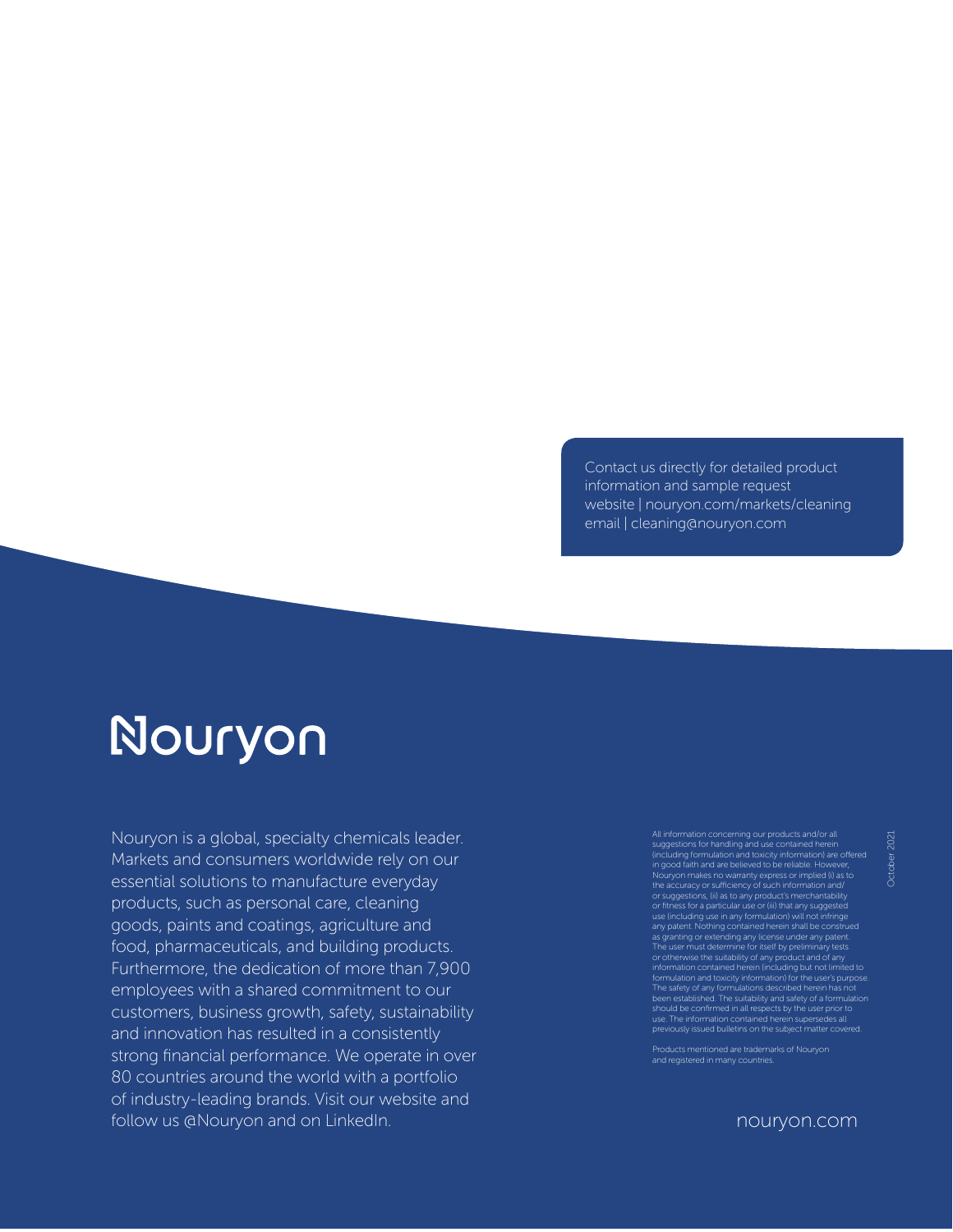Contact us directly for detailed product information and sample request
website | nouryon.com/markets/cleaning
email | cleaning@nouryon.com

# Nouryon

Nouryon is a global, specialty chemicals leader. Markets and consumers worldwide rely on our essential solutions to manufacture everyday products, such as personal care, cleaning goods, paints and coatings, agriculture and food, pharmaceuticals, and building products. Furthermore, the dedication of more than 7,900 employees with a shared commitment to our customers, business growth, safety, sustainability and innovation has resulted in a consistently strong financial performance. We operate in over 80 countries around the world with a portfolio of industry-leading brands. Visit our website and follow us @Nouryon and on LinkedIn.

All information concerning our products and/or all suggestions for handling and use contained herein (including formulation and toxicity information) are offered in good faith and are believed to be reliable. However, Nouryon makes no warranty express or implied (i) as to the accuracy or sufficiency of such information and/or suggestions, (ii) as to any product's merchantability or fitness for a particular use or (iii) that any suggested use (including use in any formulation) will not infringe any patent. Nothing contained herein shall be construed as granting or extending any license under any patent. The user must determine for itself by preliminary tests or otherwise the suitability of any product and of any information contained herein (including but not limited to formulation and toxicity information) for the user's purpose. The safety of any formulations described herein has not been established. The suitability and safety of a formulation should be confirmed in all respects by the user prior to use. The information contained herein supersedes all previously issued bulletins on the subject matter covered.

Products mentioned are trademarks of Nouryon and registered in many countries.

October 2021

nouryon.com